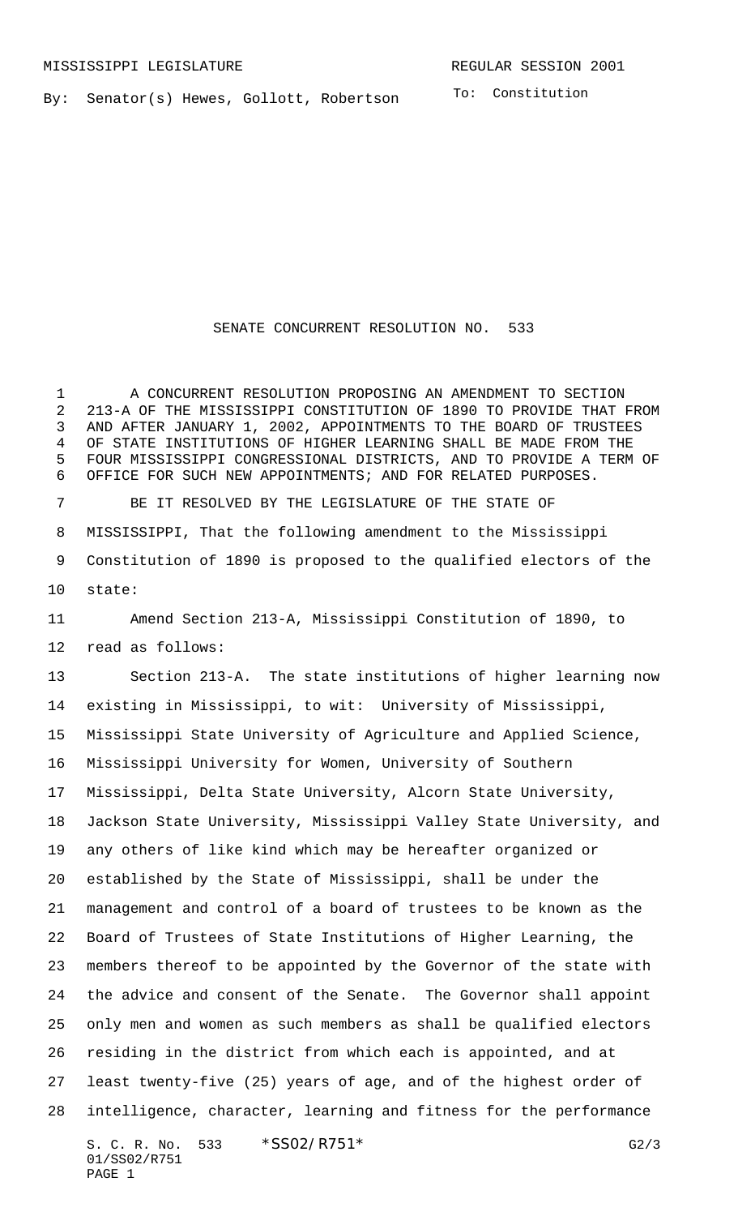MISSISSIPPI LEGISLATURE REGULAR SESSION 2001

By: Senator(s) Hewes, Gollott, Robertson

To: Constitution

# SENATE CONCURRENT RESOLUTION NO. 533

A CONCURRENT RESOLUTION PROPOSING AN AMENDMENT TO SECTION 213-A OF THE MISSISSIPPI CONSTITUTION OF 1890 TO PROVIDE THAT FROM AND AFTER JANUARY 1, 2002, APPOINTMENTS TO THE BOARD OF TRUSTEES OF STATE INSTITUTIONS OF HIGHER LEARNING SHALL BE MADE FROM THE FOUR MISSISSIPPI CONGRESSIONAL DISTRICTS, AND TO PROVIDE A TERM OF OFFICE FOR SUCH NEW APPOINTMENTS; AND FOR RELATED PURPOSES.

BE IT RESOLVED BY THE LEGISLATURE OF THE STATE OF MISSISSIPPI, That the following amendment to the Mississippi Constitution of 1890 is proposed to the qualified electors of the state:

Amend Section 213-A, Mississippi Constitution of 1890, to read as follows:

Section 213-A. The state institutions of higher learning now existing in Mississippi, to wit: University of Mississippi, Mississippi State University of Agriculture and Applied Science, Mississippi University for Women, University of Southern Mississippi, Delta State University, Alcorn State University, Jackson State University, Mississippi Valley State University, and any others of like kind which may be hereafter organized or established by the State of Mississippi, shall be under the management and control of a board of trustees to be known as the Board of Trustees of State Institutions of Higher Learning, the members thereof to be appointed by the Governor of the state with the advice and consent of the Senate. The Governor shall appoint only men and women as such members as shall be qualified electors residing in the district from which each is appointed, and at least twenty-five (25) years of age, and of the highest order of intelligence, character, learning and fitness for the performance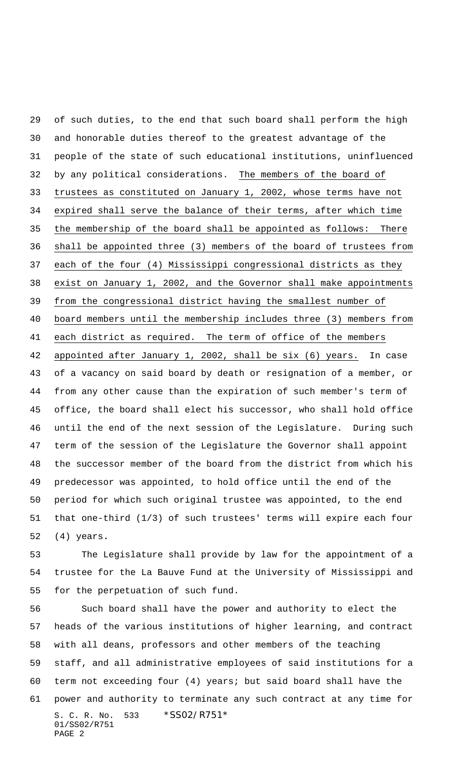of such duties, to the end that such board shall perform the high and honorable duties thereof to the greatest advantage of the people of the state of such educational institutions, uninfluenced by any political considerations. The members of the board of trustees as constituted on January 1, 2002, whose terms have not expired shall serve the balance of their terms, after which time the membership of the board shall be appointed as follows: There shall be appointed three (3) members of the board of trustees from each of the four (4) Mississippi congressional districts as they exist on January 1, 2002, and the Governor shall make appointments from the congressional district having the smallest number of board members until the membership includes three (3) members from each district as required. The term of office of the members appointed after January 1, 2002, shall be six (6) years. In case of a vacancy on said board by death or resignation of a member, or from any other cause than the expiration of such member's term of office, the board shall elect his successor, who shall hold office until the end of the next session of the Legislature. During such term of the session of the Legislature the Governor shall appoint the successor member of the board from the district from which his predecessor was appointed, to hold office until the end of the period for which such original trustee was appointed, to the end that one-third (1/3) of such trustees' terms will expire each four (4) years.

The Legislature shall provide by law for the appointment of a trustee for the La Bauve Fund at the University of Mississippi and for the perpetuation of such fund.

Such board shall have the power and authority to elect the heads of the various institutions of higher learning, and contract with all deans, professors and other members of the teaching staff, and all administrative employees of said institutions for a term not exceeding four (4) years; but said board shall have the power and authority to terminate any such contract at any time for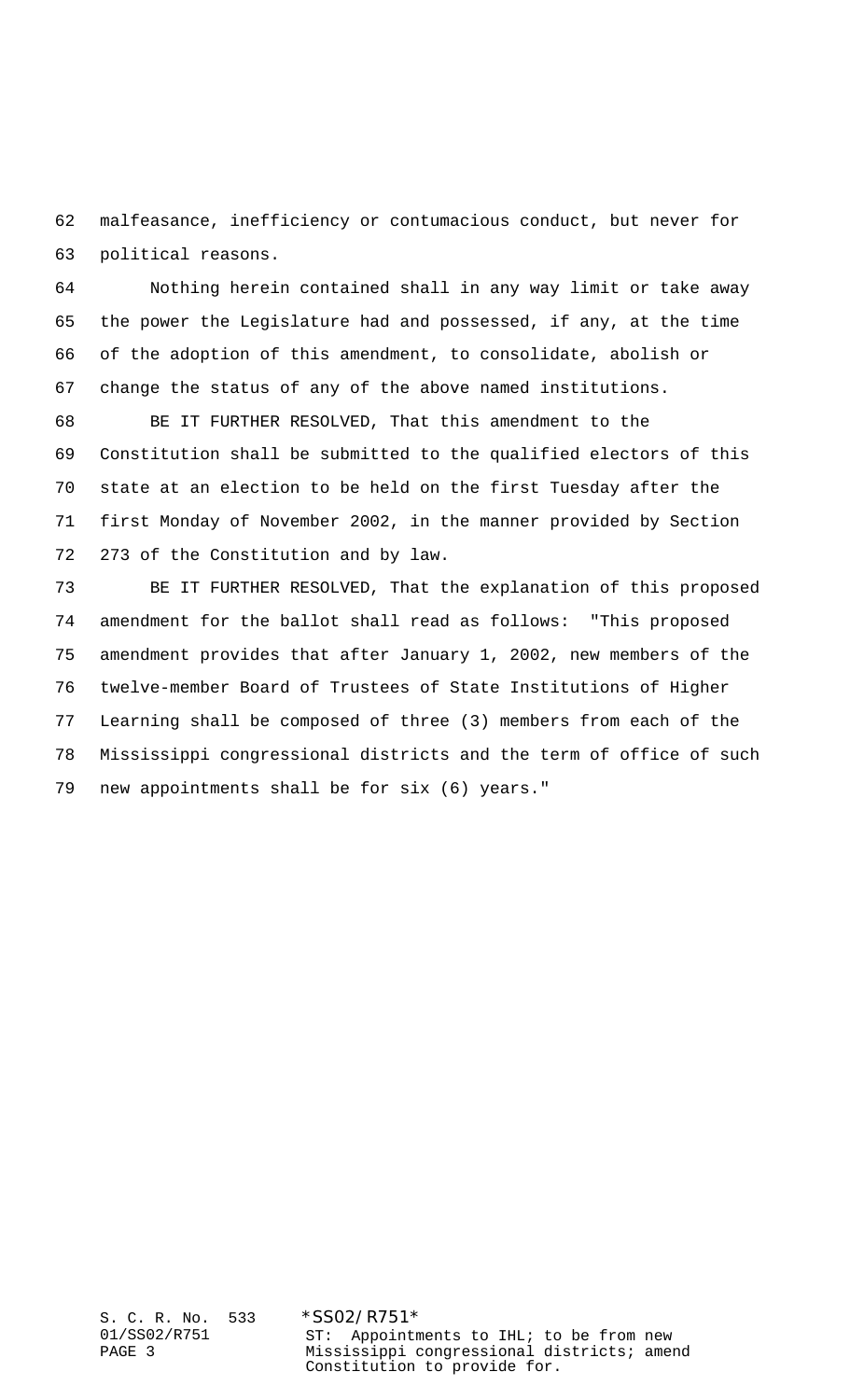malfeasance, inefficiency or contumacious conduct, but never for political reasons.

Nothing herein contained shall in any way limit or take away the power the Legislature had and possessed, if any, at the time of the adoption of this amendment, to consolidate, abolish or change the status of any of the above named institutions.

BE IT FURTHER RESOLVED, That this amendment to the Constitution shall be submitted to the qualified electors of this state at an election to be held on the first Tuesday after the first Monday of November 2002, in the manner provided by Section 273 of the Constitution and by law.

BE IT FURTHER RESOLVED, That the explanation of this proposed amendment for the ballot shall read as follows: "This proposed amendment provides that after January 1, 2002, new members of the twelve-member Board of Trustees of State Institutions of Higher Learning shall be composed of three (3) members from each of the Mississippi congressional districts and the term of office of such new appointments shall be for six (6) years."

ST: Appointments to IHL; to be from new Mississippi congressional districts; amend Constitution to provide for.